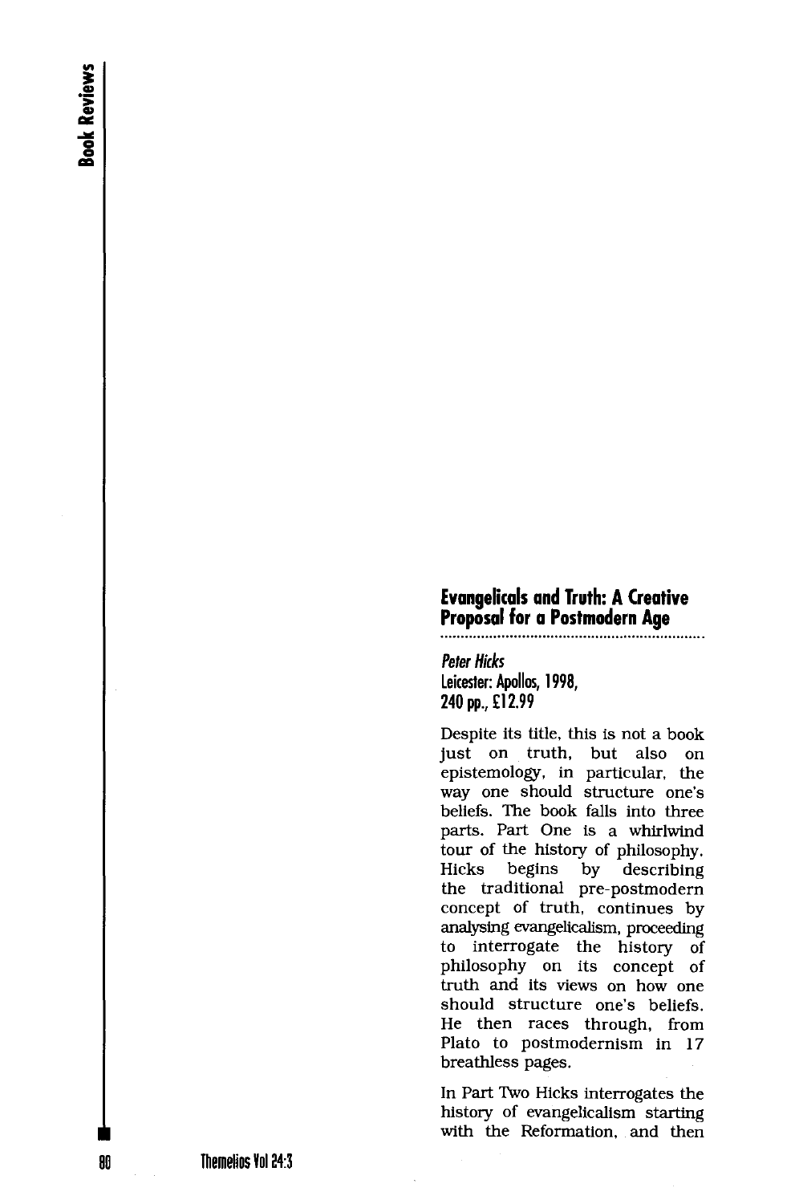## Evangelicals and Truth: A Creative Proposal for a Postmodern Age

*Peter Hicks*
Leicester: Apollos, 1998,
240 pp., £12.99

Despite its title, this is not a book just on truth, but also on epistemology, in particular, the way one should structure one's beliefs. The book falls into three parts. Part One is a whirlwind tour of the history of philosophy. Hicks begins by describing the traditional pre-postmodern concept of truth, continues by analysing evangelicalism, proceeding to interrogate the history of philosophy on its concept of truth and its views on how one should structure one's beliefs. He then races through, from Plato to postmodernism in 17 breathless pages.

In Part Two Hicks interrogates the history of evangelicalism starting with the Reformation, and then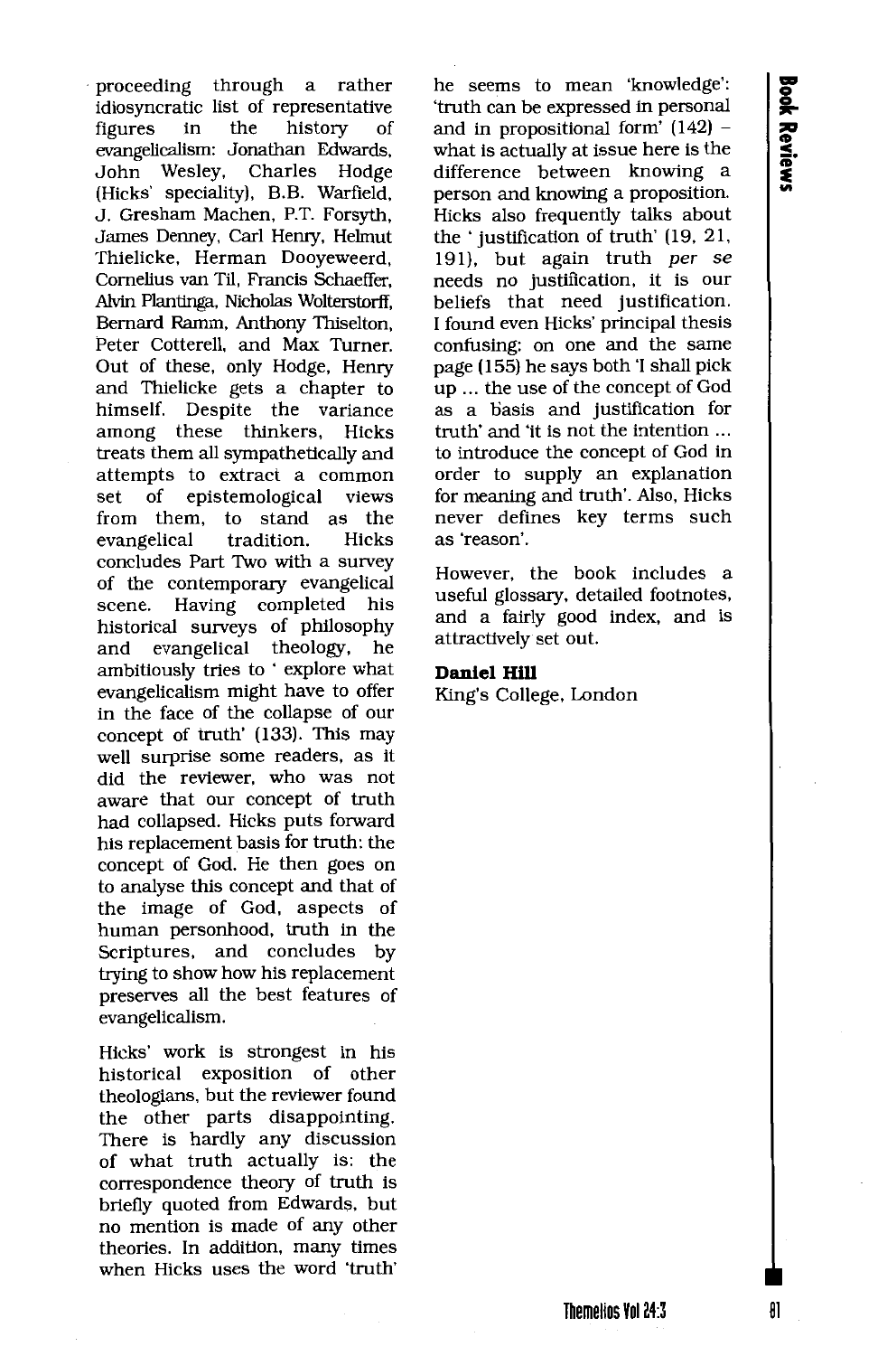proceeding through a rather idiosyncratic list of representative figures in the history of evangelicalism: Jonathan Edwards, John Wesley, Charles Hodge (Hicks' speciality), B.B. Warfield, J. Gresham Machen, P.T. Forsyth, James Denney, Carl Henry, Helmut Thielicke, Herman Dooyeweerd, Cornelius van Til, Francis Schaeffer, Alvin Plantinga, Nicholas Wolterstorff, Bernard Ramm, Anthony Thiselton, Peter Cotterell, and Max Turner. Out of these, only Hodge, Henry and Thielicke gets a chapter to himself. Despite the variance among these thinkers, Hicks treats them all sympathetically and attempts to extract a common set of epistemological views from them, to stand as the evangelical tradition. Hicks concludes Part Two with a survey of the contemporary evangelical scene. Having completed his historical surveys of philosophy and evangelical theology, he ambitiously tries to 'explore what evangelicalism might have to offer in the face of the collapse of our concept of truth' (133). This may well surprise some readers, as it did the reviewer, who was not aware that our concept of truth had collapsed. Hicks puts forward his replacement basis for truth: the concept of God. He then goes on to analyse this concept and that of the image of God, aspects of human personhood, truth in the Scriptures, and concludes by trying to show how his replacement preserves all the best features of evangelicalism.

Hicks' work is strongest in his historical exposition of other theologians, but the reviewer found the other parts disappointing. There is hardly any discussion of what truth actually is: the correspondence theory of truth is briefly quoted from Edwards, but no mention is made of any other theories. In addition, many times when Hicks uses the word 'truth' he seems to mean 'knowledge': 'truth can be expressed in personal and in propositional form' (142) – what is actually at issue here is the difference between knowing a person and knowing a proposition. Hicks also frequently talks about the 'justification of truth' (19, 21, 191), but again truth *per se* needs no justification, it is our beliefs that need justification. I found even Hicks' principal thesis confusing: on one and the same page (155) he says both 'I shall pick up ... the use of the concept of God as a basis and justification for truth' and 'it is not the intention ... to introduce the concept of God in order to supply an explanation for meaning and truth'. Also, Hicks never defines key terms such as 'reason'.

However, the book includes a useful glossary, detailed footnotes, and a fairly good index, and is attractively set out.

**Daniel Hill**
King's College, London